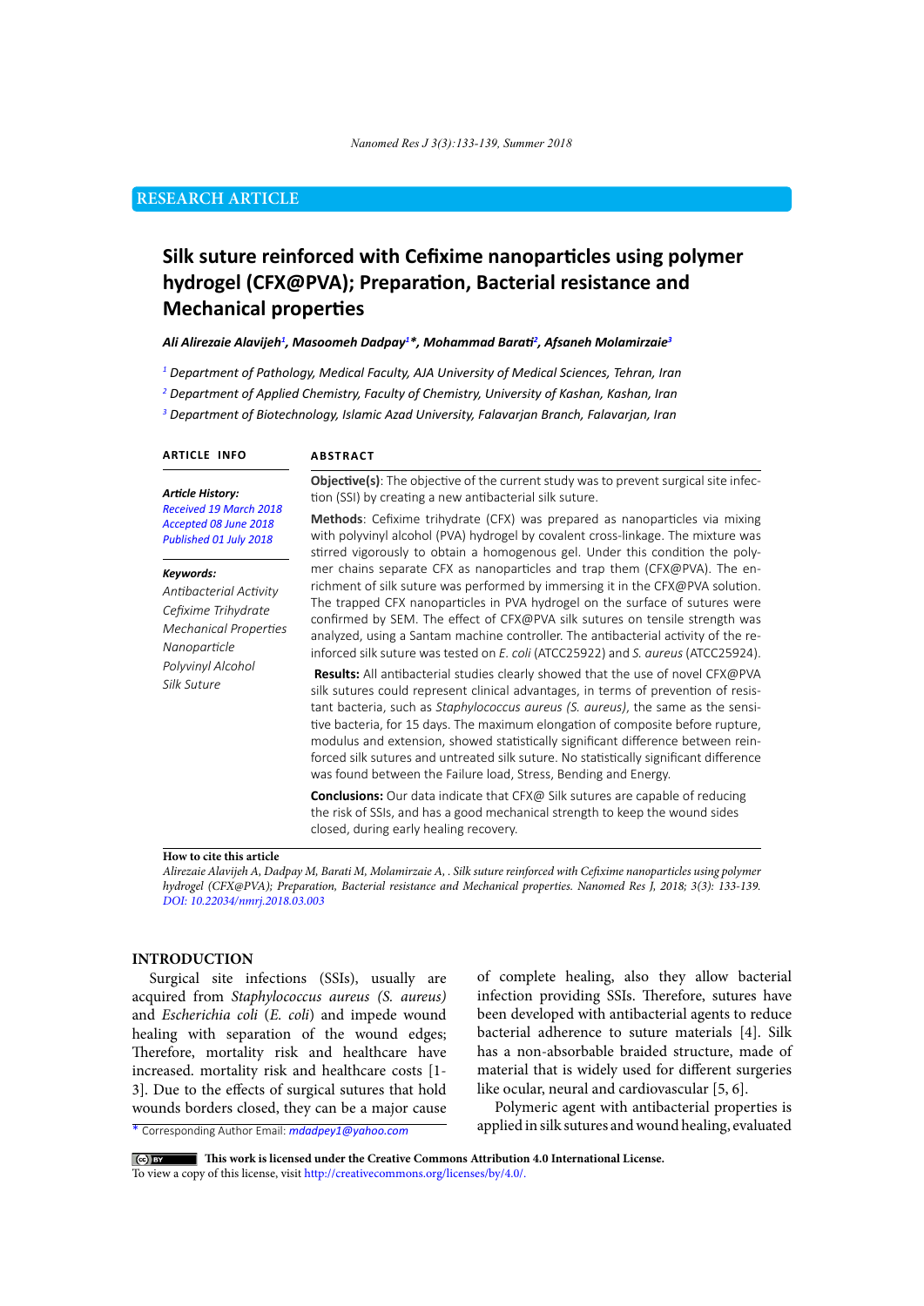RESEARCH ARTICLE

# Silk suture reinforced with Cefixime nanoparticles using polymer hydrogel (CFX@PVA); Preparation, Bacterial resistance and Mechanical properties

*Ali Alirezaie Alavijeh[1], Masoomeh Dadpay[1]*, Mohammad Barati[2], Afsaneh Molamirzaie[3]*

[1] Department of Pathology, Medical Faculty, AJA University of Medical Sciences, Tehran, Iran

[2] Department of Applied Chemistry, Faculty of Chemistry, University of Kashan, Kashan, Iran

[3] Department of Biotechnology, Islamic Azad University, Falavarjan Branch, Falavarjan, Iran

**ARTICLE INFO**

*Article History:*
*Received 19 March 2018*
*Accepted 08 June 2018*
*Published 01 July 2018*

*Keywords:*
*Antibacterial Activity*
*Cefixime Trihydrate*
*Mechanical Properties*
*Nanoparticle*
*Polyvinyl Alcohol*
*Silk Suture*

**ABSTRACT**

**Objective(s)**: The objective of the current study was to prevent surgical site infection (SSI) by creating a new antibacterial silk suture.

**Methods**: Cefixime trihydrate (CFX) was prepared as nanoparticles via mixing with polyvinyl alcohol (PVA) hydrogel by covalent cross-linkage. The mixture was stirred vigorously to obtain a homogenous gel. Under this condition the polymer chains separate CFX as nanoparticles and trap them (CFX@PVA). The enrichment of silk suture was performed by immersing it in the CFX@PVA solution. The trapped CFX nanoparticles in PVA hydrogel on the surface of sutures were confirmed by SEM. The effect of CFX@PVA silk sutures on tensile strength was analyzed, using a Santam machine controller. The antibacterial activity of the reinforced silk suture was tested on *E. coli* (ATCC25922) and *S. aureus* (ATCC25924).

**Results:** All antibacterial studies clearly showed that the use of novel CFX@PVA silk sutures could represent clinical advantages, in terms of prevention of resistant bacteria, such as *Staphylococcus aureus (S. aureus)*, the same as the sensitive bacteria, for 15 days. The maximum elongation of composite before rupture, modulus and extension, showed statistically significant difference between reinforced silk sutures and untreated silk suture. No statistically significant difference was found between the Failure load, Stress, Bending and Energy.

**Conclusions:** Our data indicate that CFX@ Silk sutures are capable of reducing the risk of SSIs, and has a good mechanical strength to keep the wound sides closed, during early healing recovery.

**How to cite this article**

*Alirezaie Alavijeh A, Dadpay M, Barati M, Molamirzaie A, . Silk suture reinforced with Cefixime nanoparticles using polymer hydrogel (CFX@PVA); Preparation, Bacterial resistance and Mechanical properties. Nanomed Res J, 2018; 3(3): 133-139. DOI: 10.22034/nmrj.2018.03.003*

## INTRODUCTION

Surgical site infections (SSIs), usually are acquired from *Staphylococcus aureus (S. aureus)* and *Escherichia coli* (*E. coli*) and impede wound healing with separation of the wound edges; Therefore, mortality risk and healthcare have increased. mortality risk and healthcare costs [1-3]. Due to the effects of surgical sutures that hold wounds borders closed, they can be a major cause of complete healing, also they allow bacterial infection providing SSIs. Therefore, sutures have been developed with antibacterial agents to reduce bacterial adherence to suture materials [4]. Silk has a non-absorbable braided structure, made of material that is widely used for different surgeries like ocular, neural and cardiovascular [5, 6].

Polymeric agent with antibacterial properties is applied in silk sutures and wound healing, evaluated

* Corresponding Author Email: *mdadpey1@yahoo.com*

This work is licensed under the Creative Commons Attribution 4.0 International License.
To view a copy of this license, visit http://creativecommons.org/licenses/by/4.0/.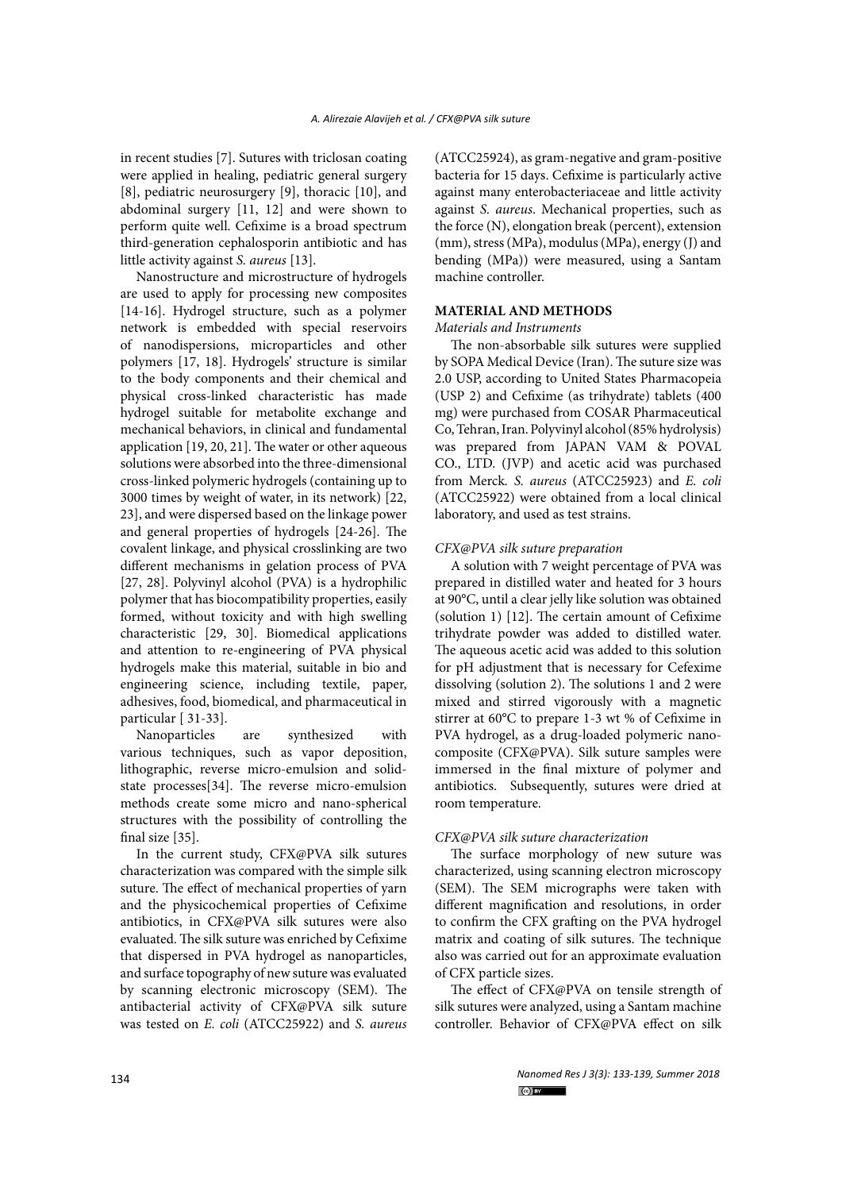in recent studies [7]. Sutures with triclosan coating were applied in healing, pediatric general surgery [8], pediatric neurosurgery [9], thoracic [10], and abdominal surgery [11, 12] and were shown to perform quite well. Cefixime is a broad spectrum third-generation cephalosporin antibiotic and has little activity against *S. aureus* [13].

Nanostructure and microstructure of hydrogels are used to apply for processing new composites [14-16]. Hydrogel structure, such as a polymer network is embedded with special reservoirs of nanodispersions, microparticles and other polymers [17, 18]. Hydrogels' structure is similar to the body components and their chemical and physical cross-linked characteristic has made hydrogel suitable for metabolite exchange and mechanical behaviors, in clinical and fundamental application [19, 20, 21]. The water or other aqueous solutions were absorbed into the three-dimensional cross-linked polymeric hydrogels (containing up to 3000 times by weight of water, in its network) [22, 23], and were dispersed based on the linkage power and general properties of hydrogels [24-26]. The covalent linkage, and physical crosslinking are two different mechanisms in gelation process of PVA [27, 28]. Polyvinyl alcohol (PVA) is a hydrophilic polymer that has biocompatibility properties, easily formed, without toxicity and with high swelling characteristic [29, 30]. Biomedical applications and attention to re-engineering of PVA physical hydrogels make this material, suitable in bio and engineering science, including textile, paper, adhesives, food, biomedical, and pharmaceutical in particular [ 31-33].

Nanoparticles are synthesized with various techniques, such as vapor deposition, lithographic, reverse micro-emulsion and solid-state processes[34]. The reverse micro-emulsion methods create some micro and nano-spherical structures with the possibility of controlling the final size [35].

In the current study, CFX@PVA silk sutures characterization was compared with the simple silk suture. The effect of mechanical properties of yarn and the physicochemical properties of Cefixime antibiotics, in CFX@PVA silk sutures were also evaluated. The silk suture was enriched by Cefixime that dispersed in PVA hydrogel as nanoparticles, and surface topography of new suture was evaluated by scanning electronic microscopy (SEM). The antibacterial activity of CFX@PVA silk suture was tested on *E. coli* (ATCC25922) and *S. aureus* (ATCC25924), as gram-negative and gram-positive bacteria for 15 days. Cefixime is particularly active against many enterobacteriaceae and little activity against *S. aureus*. Mechanical properties, such as the force (N), elongation break (percent), extension (mm), stress (MPa), modulus (MPa), energy (J) and bending (MPa)) were measured, using a Santam machine controller.

## MATERIAL AND METHODS

### *Materials and Instruments*

The non-absorbable silk sutures were supplied by SOPA Medical Device (Iran). The suture size was 2.0 USP, according to United States Pharmacopeia (USP 2) and Cefixime (as trihydrate) tablets (400 mg) were purchased from COSAR Pharmaceutical Co, Tehran, Iran. Polyvinyl alcohol (85% hydrolysis) was prepared from JAPAN VAM & POVAL CO., LTD. (JVP) and acetic acid was purchased from Merck. *S. aureus* (ATCC25923) and *E. coli* (ATCC25922) were obtained from a local clinical laboratory, and used as test strains.

### *CFX@PVA silk suture preparation*

A solution with 7 weight percentage of PVA was prepared in distilled water and heated for 3 hours at 90°C, until a clear jelly like solution was obtained (solution 1) [12]. The certain amount of Cefixime trihydrate powder was added to distilled water. The aqueous acetic acid was added to this solution for pH adjustment that is necessary for Cefexime dissolving (solution 2). The solutions 1 and 2 were mixed and stirred vigorously with a magnetic stirrer at 60°C to prepare 1-3 wt % of Cefixime in PVA hydrogel, as a drug-loaded polymeric nano-composite (CFX@PVA). Silk suture samples were immersed in the final mixture of polymer and antibiotics. Subsequently, sutures were dried at room temperature.

### *CFX@PVA silk suture characterization*

The surface morphology of new suture was characterized, using scanning electron microscopy (SEM). The SEM micrographs were taken with different magnification and resolutions, in order to confirm the CFX grafting on the PVA hydrogel matrix and coating of silk sutures. The technique also was carried out for an approximate evaluation of CFX particle sizes.

The effect of CFX@PVA on tensile strength of silk sutures were analyzed, using a Santam machine controller. Behavior of CFX@PVA effect on silk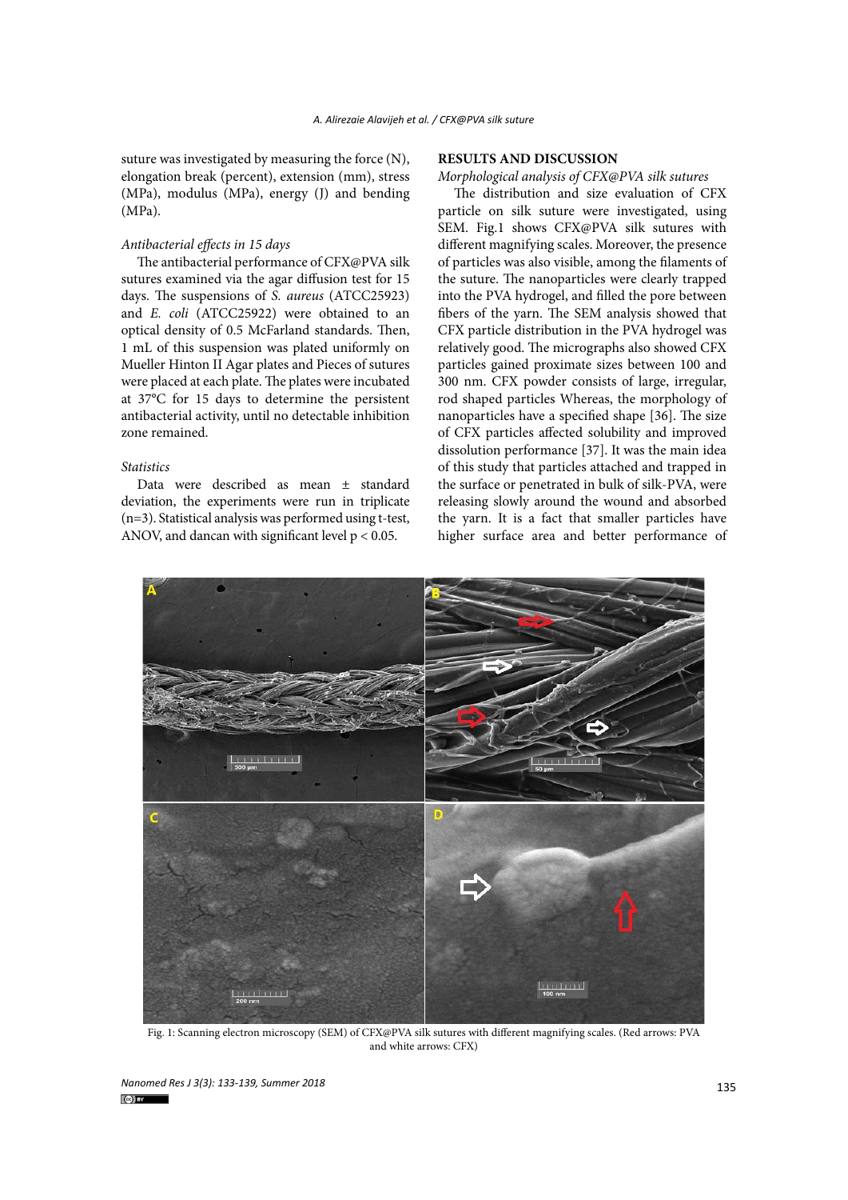suture was investigated by measuring the force (N), elongation break (percent), extension (mm), stress (MPa), modulus (MPa), energy (J) and bending (MPa).

*Antibacterial effects in 15 days*

The antibacterial performance of CFX@PVA silk sutures examined via the agar diffusion test for 15 days. The suspensions of *S. aureus* (ATCC25923) and *E. coli* (ATCC25922) were obtained to an optical density of 0.5 McFarland standards. Then, 1 mL of this suspension was plated uniformly on Mueller Hinton II Agar plates and Pieces of sutures were placed at each plate. The plates were incubated at 37°C for 15 days to determine the persistent antibacterial activity, until no detectable inhibition zone remained.

*Statistics*

Data were described as mean ± standard deviation, the experiments were run in triplicate (n=3). Statistical analysis was performed using t-test, ANOV, and dancan with significant level $p < 0.05$.

## RESULTS AND DISCUSSION

*Morphological analysis of CFX@PVA silk sutures*

The distribution and size evaluation of CFX particle on silk suture were investigated, using SEM. Fig.1 shows CFX@PVA silk sutures with different magnifying scales. Moreover, the presence of particles was also visible, among the filaments of the suture. The nanoparticles were clearly trapped into the PVA hydrogel, and filled the pore between fibers of the yarn. The SEM analysis showed that CFX particle distribution in the PVA hydrogel was relatively good. The micrographs also showed CFX particles gained proximate sizes between 100 and 300 nm. CFX powder consists of large, irregular, rod shaped particles Whereas, the morphology of nanoparticles have a specified shape [36]. The size of CFX particles affected solubility and improved dissolution performance [37]. It was the main idea of this study that particles attached and trapped in the surface or penetrated in bulk of silk-PVA, were releasing slowly around the wound and absorbed the yarn. It is a fact that smaller particles have higher surface area and better performance of

Fig. 1: Scanning electron microscopy (SEM) of CFX@PVA silk sutures with different magnifying scales. (Red arrows: PVA and white arrows: CFX)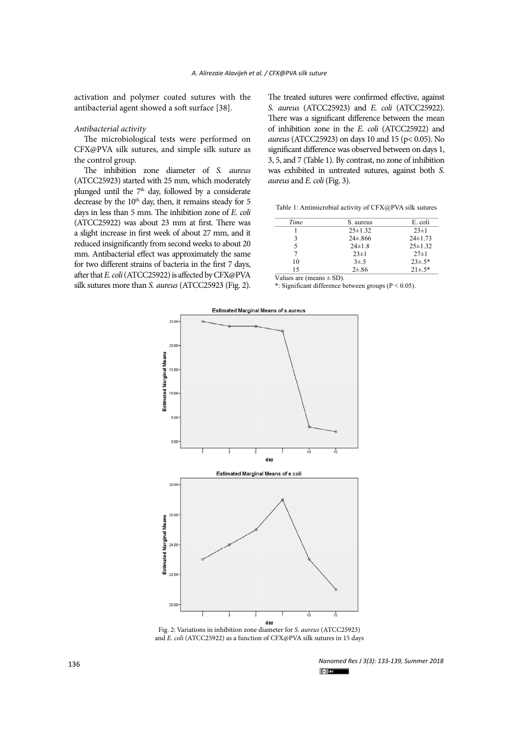activation and polymer coated sutures with the antibacterial agent showed a soft surface [38].

*Antibacterial activity*

The microbiological tests were performed on CFX@PVA silk sutures, and simple silk suture as the control group.

The inhibition zone diameter of *S. aureus* (ATCC25923) started with 25 mm, which moderately plunged until the 7th day, followed by a considerate decrease by the 10th day, then, it remains steady for 5 days in less than 5 mm. The inhibition zone of *E. coli* (ATCC25922) was about 23 mm at first. There was a slight increase in first week of about 27 mm, and it reduced insignificantly from second weeks to about 20 mm. Antibacterial effect was approximately the same for two different strains of bacteria in the first 7 days, after that *E. coli* (ATCC25922) is affected by CFX@PVA silk sutures more than *S. aureus* (ATCC25923 (Fig. 2).

The treated sutures were confirmed effective, against *S. aureus* (ATCC25923) and *E. coli* (ATCC25922). There was a significant difference between the mean of inhibition zone in the *E. coli* (ATCC25922) and *aureus* (ATCC25923) on days 10 and 15 ($p< 0.05$). No significant difference was observed between on days 1, 3, 5, and 7 (Table 1). By contrast, no zone of inhibition was exhibited in untreated sutures, against both *S. aureus* and *E. coli* (Fig. 3).

Table 1: Antimicrobial activity of CFX@PVA silk sutures

| *Time* | S. aureus | E. coli |
|---|---|---|
| 1 | 25±1.32 | 23±1 |
| 3 | 24±.866 | 24±1.73 |
| 5 | 24±1.8 | 25±1.32 |
| 7 | 23±1 | 27±1 |
| 10 | 3±.5 | 23±.5* |
| 15 | 2±.86 | 21±.5* |

Values are (means ± SD).

*: Significant difference between groups ($P < 0.05$).

Fig. 2: Variations in inhibition zone diameter for *S. aureus* (ATCC25923) and *E. coli* (ATCC25922) as a function of CFX@PVA silk sutures in 15 days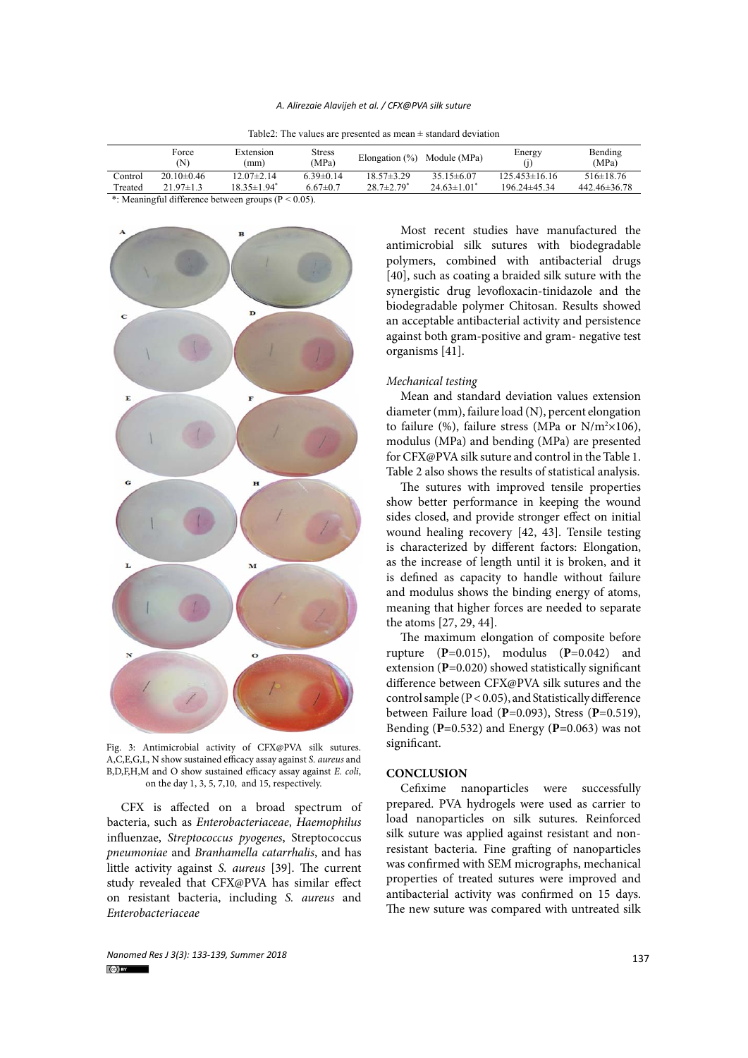Table2: The values are presented as mean ± standard deviation

| | Force (N) | Extension (mm) | Stress (MPa) | Elongation (%) | Module (MPa) | Energy (j) | Bending (MPa) |
|---|---|---|---|---|---|---|---|
| Control | 20.10±0.46 | 12.07±2.14 | 6.39±0.14 | 18.57±3.29 | 35.15±6.07 | 125.453±16.16 | 516±18.76 |
| Treated | 21.97±1.3 | 18.35±1.94* | 6.67±0.7 | 28.7±2.79* | 24.63±1.01* | 196.24±45.34 | 442.46±36.78 |

*: Meaningful difference between groups ($P < 0.05$).

Fig. 3: Antimicrobial activity of CFX@PVA silk sutures. A,C,E,G,L, N show sustained efficacy assay against *S. aureus* and B,D,F,H,M and O show sustained efficacy assay against *E. coli*, on the day 1, 3, 5, 7,10, and 15, respectively.

CFX is affected on a broad spectrum of bacteria, such as *Enterobacteriaceae*, *Haemophilus* influenzae, *Streptococcus pyogenes*, Streptococcus *pneumoniae* and *Branhamella catarrhalis*, and has little activity against *S. aureus* [39]. The current study revealed that CFX@PVA has similar effect on resistant bacteria, including *S. aureus* and *Enterobacteriaceae*

Most recent studies have manufactured the antimicrobial silk sutures with biodegradable polymers, combined with antibacterial drugs [40], such as coating a braided silk suture with the synergistic drug levofloxacin-tinidazole and the biodegradable polymer Chitosan. Results showed an acceptable antibacterial activity and persistence against both gram-positive and gram- negative test organisms [41].

*Mechanical testing*

Mean and standard deviation values extension diameter (mm), failure load (N), percent elongation to failure (%), failure stress (MPa or $N/m^2 \times 106$), modulus (MPa) and bending (MPa) are presented for CFX@PVA silk suture and control in the Table 1. Table 2 also shows the results of statistical analysis.

The sutures with improved tensile properties show better performance in keeping the wound sides closed, and provide stronger effect on initial wound healing recovery [42, 43]. Tensile testing is characterized by different factors: Elongation, as the increase of length until it is broken, and it is defined as capacity to handle without failure and modulus shows the binding energy of atoms, meaning that higher forces are needed to separate the atoms [27, 29, 44].

The maximum elongation of composite before rupture (**P**=0.015), modulus (**P**=0.042) and extension (**P**=0.020) showed statistically significant difference between CFX@PVA silk sutures and the control sample ($P < 0.05$), and Statistically difference between Failure load (**P**=0.093), Stress (**P**=0.519), Bending (**P**=0.532) and Energy (**P**=0.063) was not significant.

## CONCLUSION

Cefixime nanoparticles were successfully prepared. PVA hydrogels were used as carrier to load nanoparticles on silk sutures. Reinforced silk suture was applied against resistant and non-resistant bacteria. Fine grafting of nanoparticles was confirmed with SEM micrographs, mechanical properties of treated sutures were improved and antibacterial activity was confirmed on 15 days. The new suture was compared with untreated silk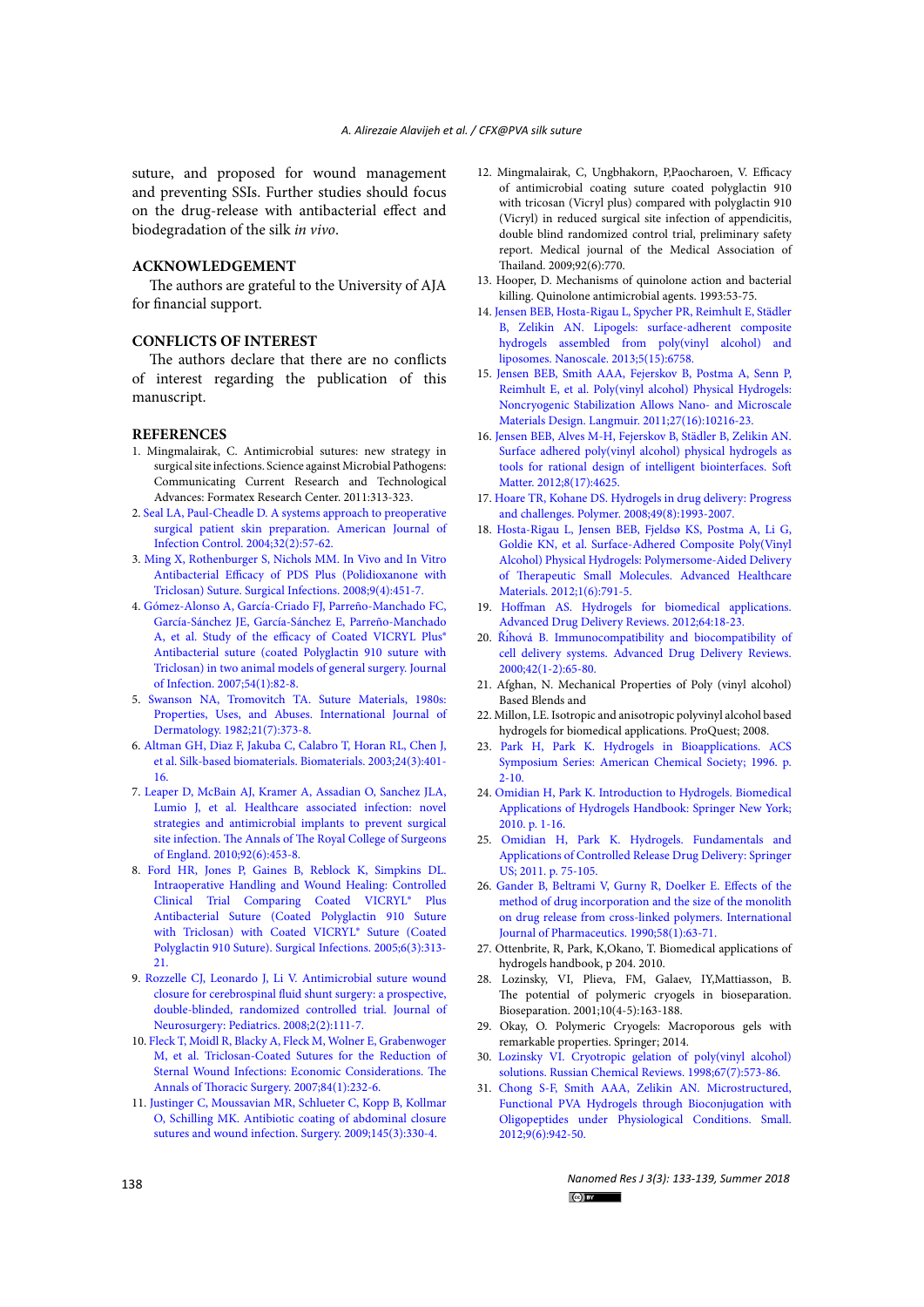suture, and proposed for wound management and preventing SSIs. Further studies should focus on the drug-release with antibacterial effect and biodegradation of the silk *in vivo*.

## ACKNOWLEDGEMENT

The authors are grateful to the University of AJA for financial support.

## CONFLICTS OF INTEREST

The authors declare that there are no conflicts of interest regarding the publication of this manuscript.

## REFERENCES

1. Mingmalairak, C. Antimicrobial sutures: new strategy in surgical site infections. Science against Microbial Pathogens: Communicating Current Research and Technological Advances: Formatex Research Center. 2011:313-323.
2. Seal LA, Paul-Cheadle D. A systems approach to preoperative surgical patient skin preparation. American Journal of Infection Control. 2004;32(2):57-62.
3. Ming X, Rothenburger S, Nichols MM. In Vivo and In Vitro Antibacterial Efficacy of PDS Plus (Polidioxanone with Triclosan) Suture. Surgical Infections. 2008;9(4):451-7.
4. Gómez-Alonso A, García-Criado FJ, Parreño-Manchado FC, García-Sánchez JE, García-Sánchez E, Parreño-Manchado A, et al. Study of the efficacy of Coated VICRYL Plus® Antibacterial suture (coated Polyglactin 910 suture with Triclosan) in two animal models of general surgery. Journal of Infection. 2007;54(1):82-8.
5. Swanson NA, Tromovitch TA. Suture Materials, 1980s: Properties, Uses, and Abuses. International Journal of Dermatology. 1982;21(7):373-8.
6. Altman GH, Diaz F, Jakuba C, Calabro T, Horan RL, Chen J, et al. Silk-based biomaterials. Biomaterials. 2003;24(3):401-16.
7. Leaper D, McBain AJ, Kramer A, Assadian O, Sanchez JLA, Lumio J, et al. Healthcare associated infection: novel strategies and antimicrobial implants to prevent surgical site infection. The Annals of The Royal College of Surgeons of England. 2010;92(6):453-8.
8. Ford HR, Jones P, Gaines B, Reblock K, Simpkins DL. Intraoperative Handling and Wound Healing: Controlled Clinical Trial Comparing Coated VICRYL® Plus Antibacterial Suture (Coated Polyglactin 910 Suture with Triclosan) with Coated VICRYL® Suture (Coated Polyglactin 910 Suture). Surgical Infections. 2005;6(3):313-21.
9. Rozzelle CJ, Leonardo J, Li V. Antimicrobial suture wound closure for cerebrospinal fluid shunt surgery: a prospective, double-blinded, randomized controlled trial. Journal of Neurosurgery: Pediatrics. 2008;2(2):111-7.
10. Fleck T, Moidl R, Blacky A, Fleck M, Wolner E, Grabenwoger M, et al. Triclosan-Coated Sutures for the Reduction of Sternal Wound Infections: Economic Considerations. The Annals of Thoracic Surgery. 2007;84(1):232-6.
11. Justinger C, Moussavian MR, Schlueter C, Kopp B, Kollmar O, Schilling MK. Antibiotic coating of abdominal closure sutures and wound infection. Surgery. 2009;145(3):330-4.
12. Mingmalairak, C, Ungbhakorn, P,Paocharoen, V. Efficacy of antimicrobial coating suture coated polyglactin 910 with tricosan (Vicryl plus) compared with polyglactin 910 (Vicryl) in reduced surgical site infection of appendicitis, double blind randomized control trial, preliminary safety report. Medical journal of the Medical Association of Thailand. 2009;92(6):770.
13. Hooper, D. Mechanisms of quinolone action and bacterial killing. Quinolone antimicrobial agents. 1993:53-75.
14. Jensen BEB, Hosta-Rigau L, Spycher PR, Reimhult E, Städler B, Zelikin AN. Lipogels: surface-adherent composite hydrogels assembled from poly(vinyl alcohol) and liposomes. Nanoscale. 2013;5(15):6758.
15. Jensen BEB, Smith AAA, Fejerskov B, Postma A, Senn P, Reimhult E, et al. Poly(vinyl alcohol) Physical Hydrogels: Noncryogenic Stabilization Allows Nano- and Microscale Materials Design. Langmuir. 2011;27(16):10216-23.
16. Jensen BEB, Alves M-H, Fejerskov B, Städler B, Zelikin AN. Surface adhered poly(vinyl alcohol) physical hydrogels as tools for rational design of intelligent biointerfaces. Soft Matter. 2012;8(17):4625.
17. Hoare TR, Kohane DS. Hydrogels in drug delivery: Progress and challenges. Polymer. 2008;49(8):1993-2007.
18. Hosta-Rigau L, Jensen BEB, Fjeldsø KS, Postma A, Li G, Goldie KN, et al. Surface-Adhered Composite Poly(Vinyl Alcohol) Physical Hydrogels: Polymersome-Aided Delivery of Therapeutic Small Molecules. Advanced Healthcare Materials. 2012;1(6):791-5.
19. Hoffman AS. Hydrogels for biomedical applications. Advanced Drug Delivery Reviews. 2012;64:18-23.
20. Říhová B. Immunocompatibility and biocompatibility of cell delivery systems. Advanced Drug Delivery Reviews. 2000;42(1-2):65-80.
21. Afghan, N. Mechanical Properties of Poly (vinyl alcohol) Based Blends and
22. Millon, LE. Isotropic and anisotropic polyvinyl alcohol based hydrogels for biomedical applications. ProQuest; 2008.
23. Park H, Park K. Hydrogels in Bioapplications. ACS Symposium Series: American Chemical Society; 1996. p. 2-10.
24. Omidian H, Park K. Introduction to Hydrogels. Biomedical Applications of Hydrogels Handbook: Springer New York; 2010. p. 1-16.
25. Omidian H, Park K. Hydrogels. Fundamentals and Applications of Controlled Release Drug Delivery: Springer US; 2011. p. 75-105.
26. Gander B, Beltrami V, Gurny R, Doelker E. Effects of the method of drug incorporation and the size of the monolith on drug release from cross-linked polymers. International Journal of Pharmaceutics. 1990;58(1):63-71.
27. Ottenbrite, R, Park, K,Okano, T. Biomedical applications of hydrogels handbook, p 204. 2010.
28. Lozinsky, VI, Plieva, FM, Galaev, IY,Mattiasson, B. The potential of polymeric cryogels in bioseparation. Bioseparation. 2001;10(4-5):163-188.
29. Okay, O. Polymeric Cryogels: Macroporous gels with remarkable properties. Springer; 2014.
30. Lozinsky VI. Cryotropic gelation of poly(vinyl alcohol) solutions. Russian Chemical Reviews. 1998;67(7):573-86.
31. Chong S-F, Smith AAA, Zelikin AN. Microstructured, Functional PVA Hydrogels through Bioconjugation with Oligopeptides under Physiological Conditions. Small. 2012;9(6):942-50.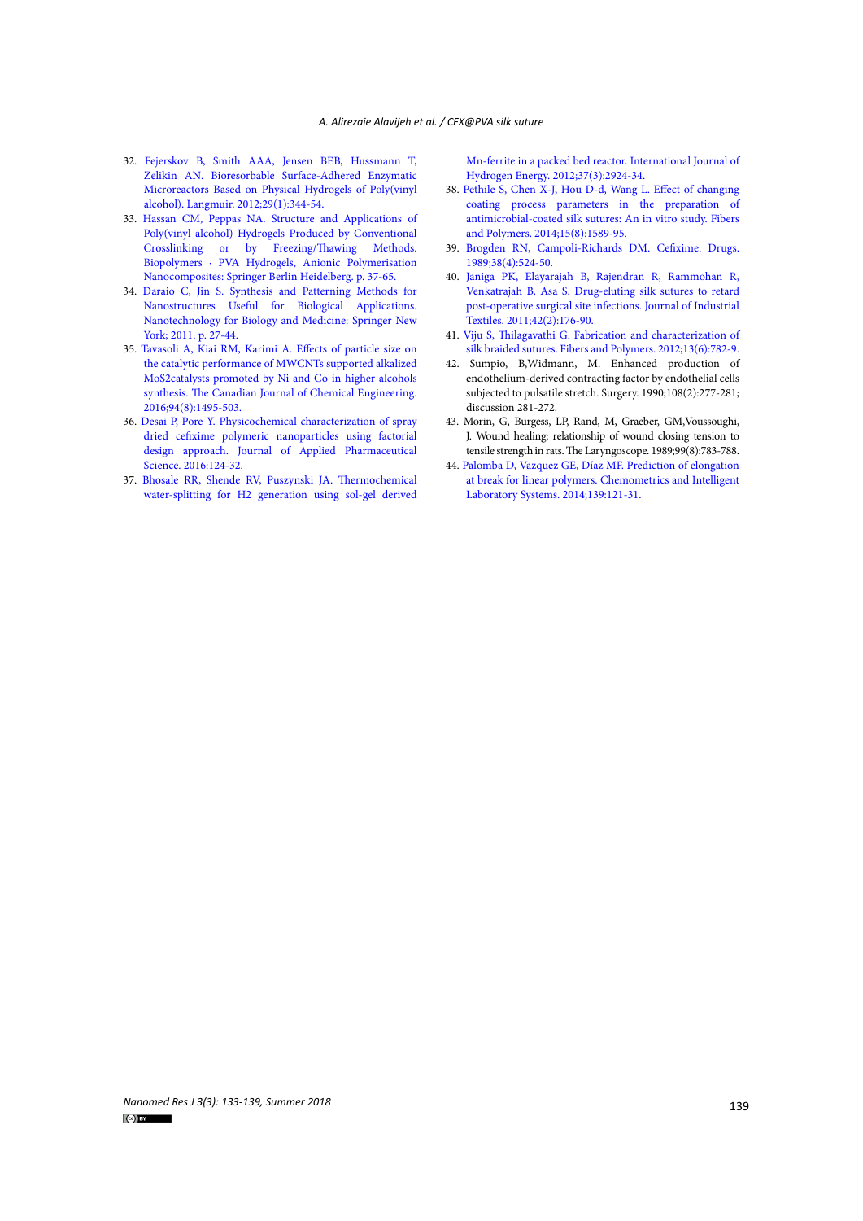32. Fejerskov B, Smith AAA, Jensen BEB, Hussmann T, Zelikin AN. Bioresorbable Surface-Adhered Enzymatic Microreactors Based on Physical Hydrogels of Poly(vinyl alcohol). Langmuir. 2012;29(1):344-54.
33. Hassan CM, Peppas NA. Structure and Applications of Poly(vinyl alcohol) Hydrogels Produced by Conventional Crosslinking or by Freezing/Thawing Methods. Biopolymers · PVA Hydrogels, Anionic Polymerisation Nanocomposites: Springer Berlin Heidelberg. p. 37-65.
34. Daraio C, Jin S. Synthesis and Patterning Methods for Nanostructures Useful for Biological Applications. Nanotechnology for Biology and Medicine: Springer New York; 2011. p. 27-44.
35. Tavasoli A, Kiai RM, Karimi A. Effects of particle size on the catalytic performance of MWCNTs supported alkalized $MoS_2$catalysts promoted by Ni and Co in higher alcohols synthesis. The Canadian Journal of Chemical Engineering. 2016;94(8):1495-503.
36. Desai P, Pore Y. Physicochemical characterization of spray dried cefixime polymeric nanoparticles using factorial design approach. Journal of Applied Pharmaceutical Science. 2016:124-32.
37. Bhosale RR, Shende RV, Puszynski JA. Thermochemical water-splitting for $H_2$ generation using sol-gel derived Mn-ferrite in a packed bed reactor. International Journal of Hydrogen Energy. 2012;37(3):2924-34.
38. Pethile S, Chen X-J, Hou D-d, Wang L. Effect of changing coating process parameters in the preparation of antimicrobial-coated silk sutures: An in vitro study. Fibers and Polymers. 2014;15(8):1589-95.
39. Brogden RN, Campoli-Richards DM. Cefixime. Drugs. 1989;38(4):524-50.
40. Janiga PK, Elayarajah B, Rajendran R, Rammohan R, Venkatrajah B, Asa S. Drug-eluting silk sutures to retard post-operative surgical site infections. Journal of Industrial Textiles. 2011;42(2):176-90.
41. Viju S, Thilagavathi G. Fabrication and characterization of silk braided sutures. Fibers and Polymers. 2012;13(6):782-9.
42. Sumpio, B,Widmann, M. Enhanced production of endothelium-derived contracting factor by endothelial cells subjected to pulsatile stretch. Surgery. 1990;108(2):277-281; discussion 281-272.
43. Morin, G, Burgess, LP, Rand, M, Graeber, GM,Voussoughi, J. Wound healing: relationship of wound closing tension to tensile strength in rats. The Laryngoscope. 1989;99(8):783-788.
44. Palomba D, Vazquez GE, Díaz MF. Prediction of elongation at break for linear polymers. Chemometrics and Intelligent Laboratory Systems. 2014;139:121-31.